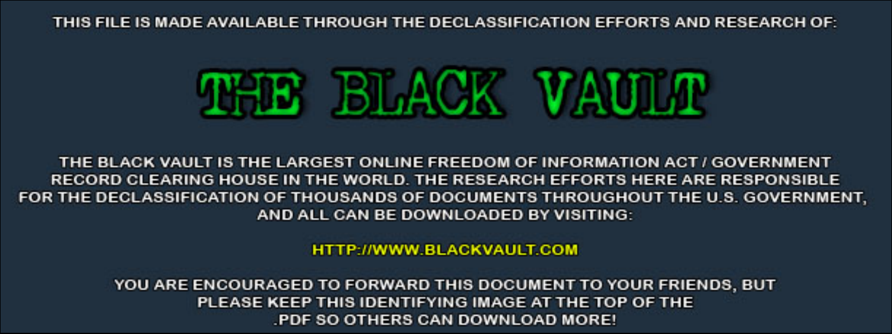THIS FILE IS MADE AVAILABLE THROUGH THE DECLASSIFICATION EFFORTS AND RESEARCH OF:

# THE BLACK VAULT

THE BLACK VAULT IS THE LARGEST ONLINE FREEDOM OF INFORMATION ACT / GOVERNMENT RECORD CLEARING HOUSE IN THE WORLD. THE RESEARCH EFFORTS HERE ARE RESPONSIBLE FOR THE DECLASSIFICATION OF THOUSANDS OF DOCUMENTS THROUGHOUT THE U.S. GOVERNMENT, AND ALL CAN BE DOWNLOADED BY VISITING:

HTTP://WWW.BLACKVAULT.COM

YOU ARE ENCOURAGED TO FORWARD THIS DOCUMENT TO YOUR FRIENDS, BUT PLEASE KEEP THIS IDENTIFYING IMAGE AT THE TOP OF THE .PDF SO OTHERS CAN DOWNLOAD MORE!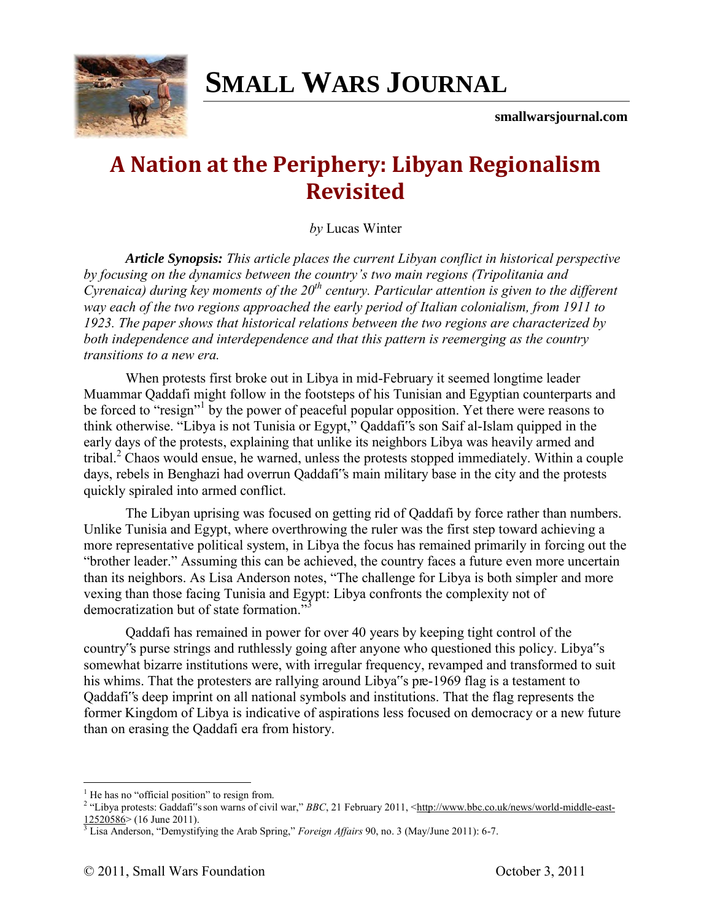# SMALL WARS JOURNAL

**smallwarsjournal.com**

# A Nation at the Periphery: Libyan Regionalism Revisited

*by* Lucas Winter

***Article Synopsis:*** *This article places the current Libyan conflict in historical perspective by focusing on the dynamics between the country's two main regions (Tripolitania and Cyrenaica) during key moments of the 20th century. Particular attention is given to the different way each of the two regions approached the early period of Italian colonialism, from 1911 to 1923. The paper shows that historical relations between the two regions are characterized by both independence and interdependence and that this pattern is reemerging as the country transitions to a new era.*

When protests first broke out in Libya in mid-February it seemed longtime leader Muammar Qaddafi might follow in the footsteps of his Tunisian and Egyptian counterparts and be forced to "resign"[1] by the power of peaceful popular opposition. Yet there were reasons to think otherwise. "Libya is not Tunisia or Egypt," Qaddafi‟s son Saif al-Islam quipped in the early days of the protests, explaining that unlike its neighbors Libya was heavily armed and tribal.[2] Chaos would ensue, he warned, unless the protests stopped immediately. Within a couple days, rebels in Benghazi had overrun Qaddafi‟s main military base in the city and the protests quickly spiraled into armed conflict.

The Libyan uprising was focused on getting rid of Qaddafi by force rather than numbers. Unlike Tunisia and Egypt, where overthrowing the ruler was the first step toward achieving a more representative political system, in Libya the focus has remained primarily in forcing out the "brother leader." Assuming this can be achieved, the country faces a future even more uncertain than its neighbors. As Lisa Anderson notes, "The challenge for Libya is both simpler and more vexing than those facing Tunisia and Egypt: Libya confronts the complexity not of democratization but of state formation."[3]

Qaddafi has remained in power for over 40 years by keeping tight control of the country‟s purse strings and ruthlessly going after anyone who questioned this policy. Libya‟s somewhat bizarre institutions were, with irregular frequency, revamped and transformed to suit his whims. That the protesters are rallying around Libya‟s pre-1969 flag is a testament to Qaddafi‟s deep imprint on all national symbols and institutions. That the flag represents the former Kingdom of Libya is indicative of aspirations less focused on democracy or a new future than on erasing the Qaddafi era from history.

---

[1] He has no "official position" to resign from.

[2] "Libya protests: Gaddafi‟s son warns of civil war," *BBC*, 21 February 2011, <http://www.bbc.co.uk/news/world-middle-east-12520586> (16 June 2011).

[3] Lisa Anderson, "Demystifying the Arab Spring," *Foreign Affairs* 90, no. 3 (May/June 2011): 6-7.

© 2011, Small Wars Foundation October 3, 2011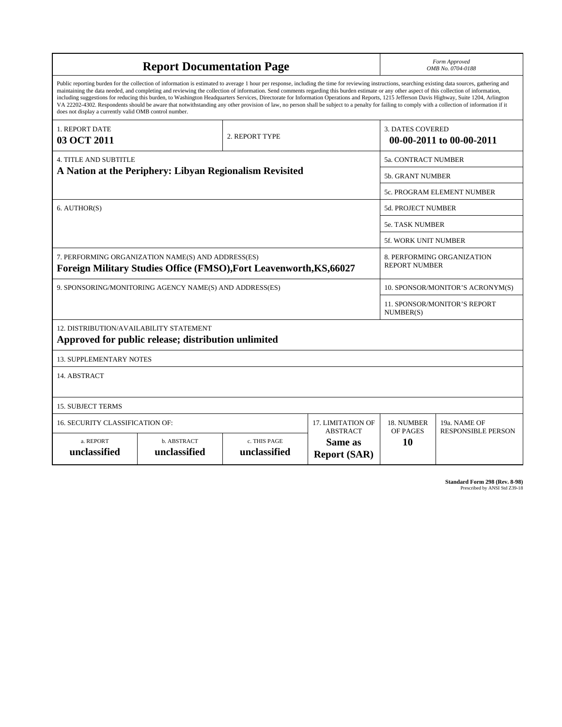# Report Documentation Page

*Form Approved*
*OMB No. 0704-0188*

Public reporting burden for the collection of information is estimated to average 1 hour per response, including the time for reviewing instructions, searching existing data sources, gathering and maintaining the data needed, and completing and reviewing the collection of information. Send comments regarding this burden estimate or any other aspect of this collection of information, including suggestions for reducing this burden, to Washington Headquarters Services, Directorate for Information Operations and Reports, 1215 Jefferson Davis Highway, Suite 1204, Arlington VA 22202-4302. Respondents should be aware that notwithstanding any other provision of law, no person shall be subject to a penalty for failing to comply with a collection of information if it does not display a currently valid OMB control number.

| 1. REPORT DATE | 2. REPORT TYPE | 3. DATES COVERED |
|---|---|---|
| **03 OCT 2011** | | **00-00-2011 to 00-00-2011** |

| 4. TITLE AND SUBTITLE | |
|---|---|
| **A Nation at the Periphery: Libyan Regionalism Revisited** | 5a. CONTRACT NUMBER |
| | 5b. GRANT NUMBER |
| | 5c. PROGRAM ELEMENT NUMBER |
| 6. AUTHOR(S) | 5d. PROJECT NUMBER |
| | 5e. TASK NUMBER |
| | 5f. WORK UNIT NUMBER |
| 7. PERFORMING ORGANIZATION NAME(S) AND ADDRESS(ES) **Foreign Military Studies Office (FMSO),Fort Leavenworth,KS,66027** | 8. PERFORMING ORGANIZATION REPORT NUMBER |
| 9. SPONSORING/MONITORING AGENCY NAME(S) AND ADDRESS(ES) | 10. SPONSOR/MONITOR'S ACRONYM(S) |
| | 11. SPONSOR/MONITOR'S REPORT NUMBER(S) |

12. DISTRIBUTION/AVAILABILITY STATEMENT

**Approved for public release; distribution unlimited**

13. SUPPLEMENTARY NOTES

14. ABSTRACT

15. SUBJECT TERMS

| 16. SECURITY CLASSIFICATION OF: | | | 17. LIMITATION OF ABSTRACT | 18. NUMBER OF PAGES | 19a. NAME OF RESPONSIBLE PERSON |
|---|---|---|---|---|---|
| a. REPORT | b. ABSTRACT | c. THIS PAGE | | | |
| **unclassified** | **unclassified** | **unclassified** | **Same as Report (SAR)** | **10** | |

**Standard Form 298 (Rev. 8-98)**
Prescribed by ANSI Std Z39-18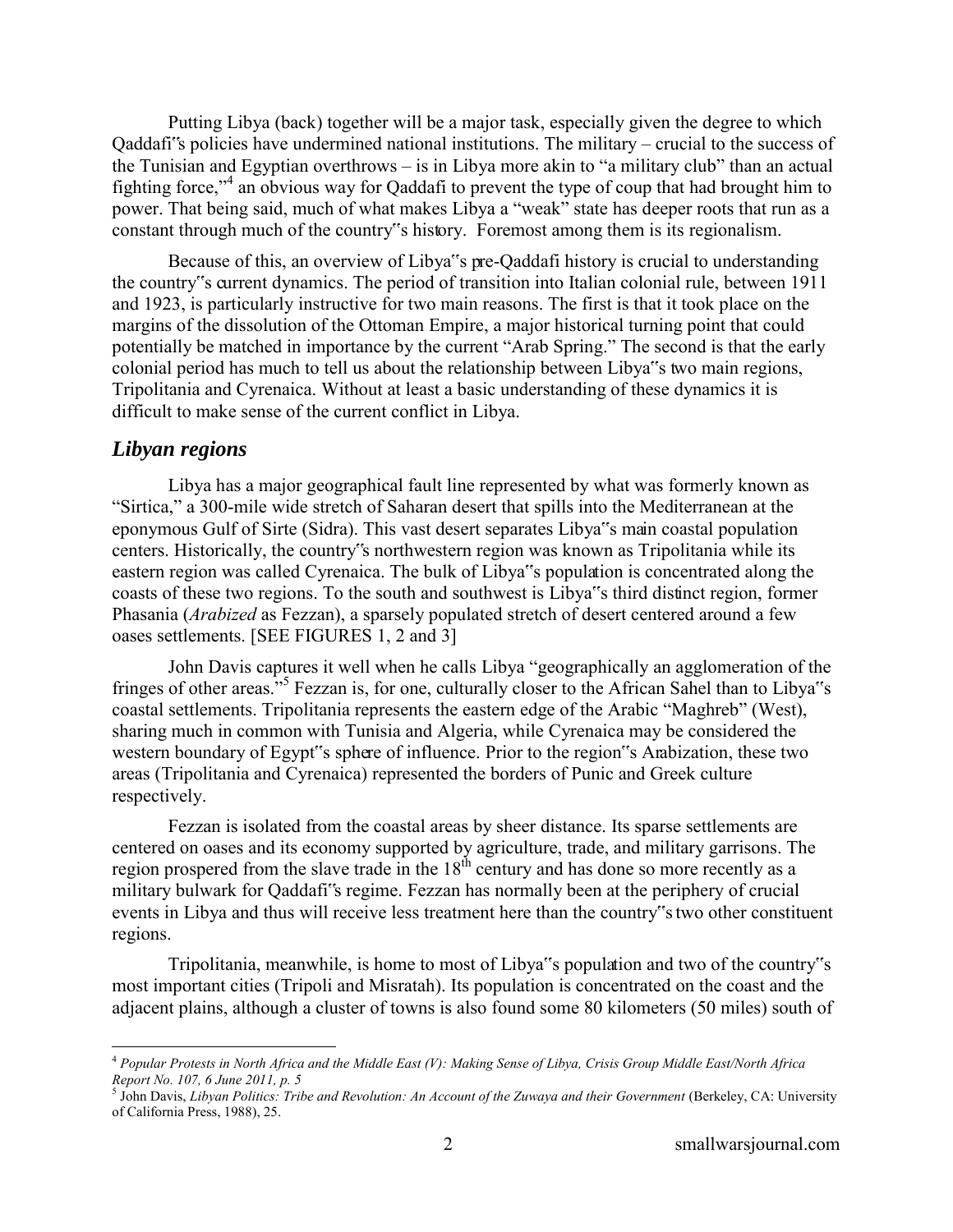Putting Libya (back) together will be a major task, especially given the degree to which Qaddafi"s policies have undermined national institutions. The military – crucial to the success of the Tunisian and Egyptian overthrows – is in Libya more akin to "a military club" than an actual fighting force,"[4] an obvious way for Qaddafi to prevent the type of coup that had brought him to power. That being said, much of what makes Libya a "weak" state has deeper roots that run as a constant through much of the country"s history. Foremost among them is its regionalism.

Because of this, an overview of Libya"s pre-Qaddafi history is crucial to understanding the country"s current dynamics. The period of transition into Italian colonial rule, between 1911 and 1923, is particularly instructive for two main reasons. The first is that it took place on the margins of the dissolution of the Ottoman Empire, a major historical turning point that could potentially be matched in importance by the current "Arab Spring." The second is that the early colonial period has much to tell us about the relationship between Libya"s two main regions, Tripolitania and Cyrenaica. Without at least a basic understanding of these dynamics it is difficult to make sense of the current conflict in Libya.

## *Libyan regions*

Libya has a major geographical fault line represented by what was formerly known as "Sirtica," a 300-mile wide stretch of Saharan desert that spills into the Mediterranean at the eponymous Gulf of Sirte (Sidra). This vast desert separates Libya"s main coastal population centers. Historically, the country"s northwestern region was known as Tripolitania while its eastern region was called Cyrenaica. The bulk of Libya"s population is concentrated along the coasts of these two regions. To the south and southwest is Libya"s third distinct region, former Phasania (*Arabized* as Fezzan), a sparsely populated stretch of desert centered around a few oases settlements. [SEE FIGURES 1, 2 and 3]

John Davis captures it well when he calls Libya "geographically an agglomeration of the fringes of other areas."[5] Fezzan is, for one, culturally closer to the African Sahel than to Libya"s coastal settlements. Tripolitania represents the eastern edge of the Arabic "Maghreb" (West), sharing much in common with Tunisia and Algeria, while Cyrenaica may be considered the western boundary of Egypt"s sphere of influence. Prior to the region"s Arabization, these two areas (Tripolitania and Cyrenaica) represented the borders of Punic and Greek culture respectively.

Fezzan is isolated from the coastal areas by sheer distance. Its sparse settlements are centered on oases and its economy supported by agriculture, trade, and military garrisons. The region prospered from the slave trade in the 18th century and has done so more recently as a military bulwark for Qaddafi"s regime. Fezzan has normally been at the periphery of crucial events in Libya and thus will receive less treatment here than the country"s two other constituent regions.

Tripolitania, meanwhile, is home to most of Libya"s population and two of the country"s most important cities (Tripoli and Misratah). Its population is concentrated on the coast and the adjacent plains, although a cluster of towns is also found some 80 kilometers (50 miles) south of

---

[4] *Popular Protests in North Africa and the Middle East (V): Making Sense of Libya, Crisis Group Middle East/North Africa Report No. 107, 6 June 2011, p. 5*

[5] John Davis, *Libyan Politics: Tribe and Revolution: An Account of the Zuwaya and their Government* (Berkeley, CA: University of California Press, 1988), 25.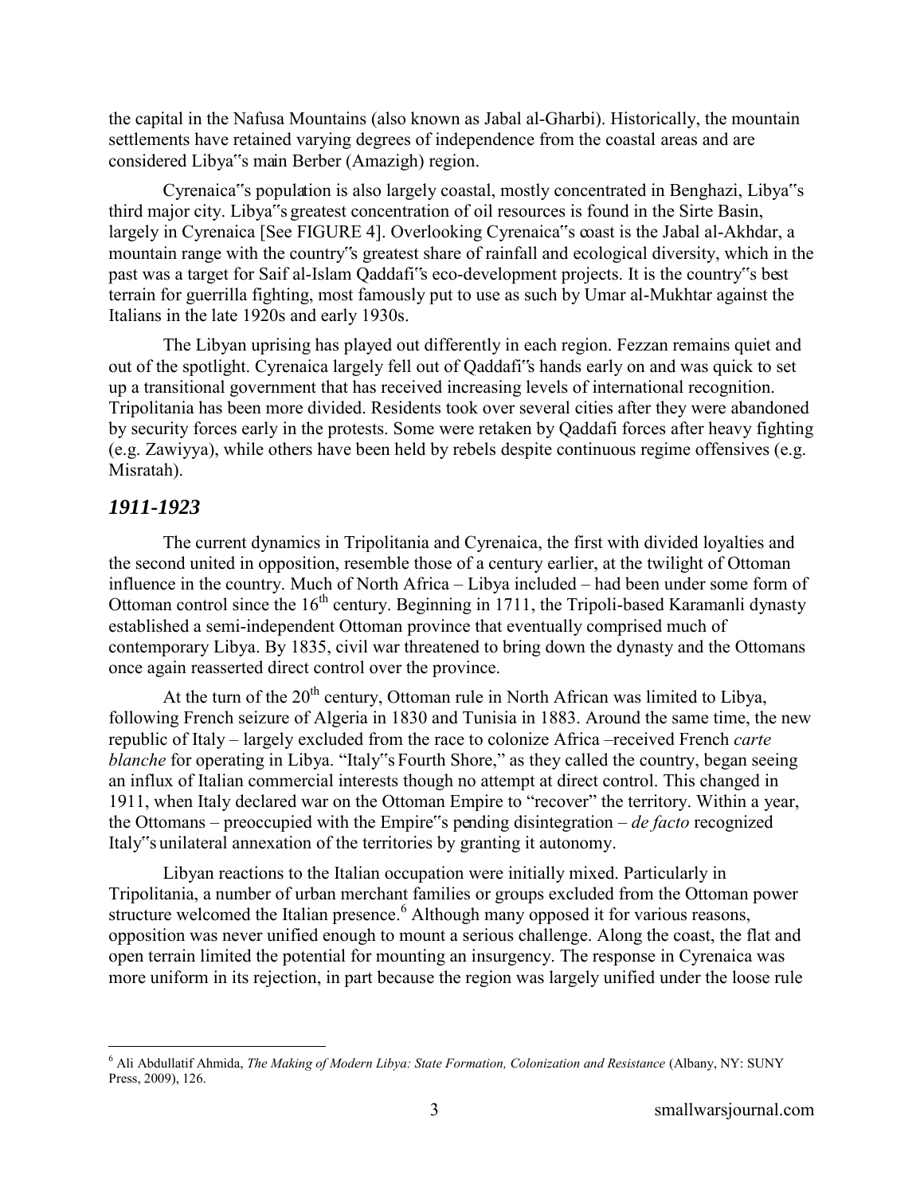the capital in the Nafusa Mountains (also known as Jabal al-Gharbi). Historically, the mountain settlements have retained varying degrees of independence from the coastal areas and are considered Libya‟s main Berber (Amazigh) region.

Cyrenaica‟s population is also largely coastal, mostly concentrated in Benghazi, Libya‟s third major city. Libya‟s greatest concentration of oil resources is found in the Sirte Basin, largely in Cyrenaica [See FIGURE 4]. Overlooking Cyrenaica‟s coast is the Jabal al-Akhdar, a mountain range with the country‟s greatest share of rainfall and ecological diversity, which in the past was a target for Saif al-Islam Qaddafi‟s eco-development projects. It is the country‟s best terrain for guerrilla fighting, most famously put to use as such by Umar al-Mukhtar against the Italians in the late 1920s and early 1930s.

The Libyan uprising has played out differently in each region. Fezzan remains quiet and out of the spotlight. Cyrenaica largely fell out of Qaddafi‟s hands early on and was quick to set up a transitional government that has received increasing levels of international recognition. Tripolitania has been more divided. Residents took over several cities after they were abandoned by security forces early in the protests. Some were retaken by Qaddafi forces after heavy fighting (e.g. Zawiyya), while others have been held by rebels despite continuous regime offensives (e.g. Misratah).

## *1911-1923*

The current dynamics in Tripolitania and Cyrenaica, the first with divided loyalties and the second united in opposition, resemble those of a century earlier, at the twilight of Ottoman influence in the country. Much of North Africa – Libya included – had been under some form of Ottoman control since the 16th century. Beginning in 1711, the Tripoli-based Karamanli dynasty established a semi-independent Ottoman province that eventually comprised much of contemporary Libya. By 1835, civil war threatened to bring down the dynasty and the Ottomans once again reasserted direct control over the province.

At the turn of the 20th century, Ottoman rule in North African was limited to Libya, following French seizure of Algeria in 1830 and Tunisia in 1883. Around the same time, the new republic of Italy – largely excluded from the race to colonize Africa –received French *carte blanche* for operating in Libya. "Italy‟s Fourth Shore," as they called the country, began seeing an influx of Italian commercial interests though no attempt at direct control. This changed in 1911, when Italy declared war on the Ottoman Empire to "recover" the territory. Within a year, the Ottomans – preoccupied with the Empire‟s pending disintegration – *de facto* recognized Italy‟s unilateral annexation of the territories by granting it autonomy.

Libyan reactions to the Italian occupation were initially mixed. Particularly in Tripolitania, a number of urban merchant families or groups excluded from the Ottoman power structure welcomed the Italian presence.[6] Although many opposed it for various reasons, opposition was never unified enough to mount a serious challenge. Along the coast, the flat and open terrain limited the potential for mounting an insurgency. The response in Cyrenaica was more uniform in its rejection, in part because the region was largely unified under the loose rule

[6] Ali Abdullatif Ahmida, *The Making of Modern Libya: State Formation, Colonization and Resistance* (Albany, NY: SUNY Press, 2009), 126.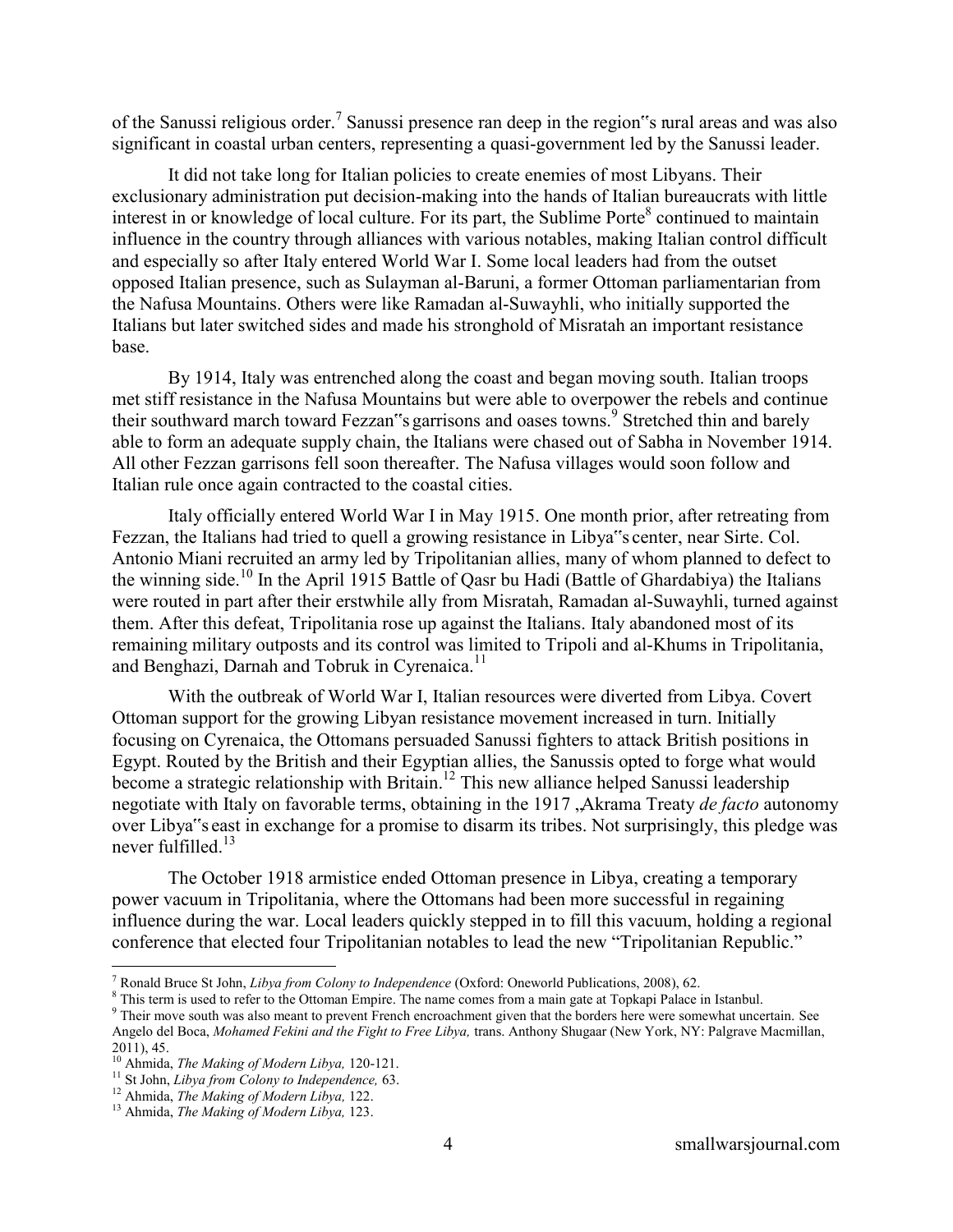of the Sanussi religious order.[7] Sanussi presence ran deep in the region‟s rural areas and was also significant in coastal urban centers, representing a quasi-government led by the Sanussi leader.

It did not take long for Italian policies to create enemies of most Libyans. Their exclusionary administration put decision-making into the hands of Italian bureaucrats with little interest in or knowledge of local culture. For its part, the Sublime Porte[8] continued to maintain influence in the country through alliances with various notables, making Italian control difficult and especially so after Italy entered World War I. Some local leaders had from the outset opposed Italian presence, such as Sulayman al-Baruni, a former Ottoman parliamentarian from the Nafusa Mountains. Others were like Ramadan al-Suwayhli, who initially supported the Italians but later switched sides and made his stronghold of Misratah an important resistance base.

By 1914, Italy was entrenched along the coast and began moving south. Italian troops met stiff resistance in the Nafusa Mountains but were able to overpower the rebels and continue their southward march toward Fezzan‟s garrisons and oases towns.[9] Stretched thin and barely able to form an adequate supply chain, the Italians were chased out of Sabha in November 1914. All other Fezzan garrisons fell soon thereafter. The Nafusa villages would soon follow and Italian rule once again contracted to the coastal cities.

Italy officially entered World War I in May 1915. One month prior, after retreating from Fezzan, the Italians had tried to quell a growing resistance in Libya‟s center, near Sirte. Col. Antonio Miani recruited an army led by Tripolitanian allies, many of whom planned to defect to the winning side.[10] In the April 1915 Battle of Qasr bu Hadi (Battle of Ghardabiya) the Italians were routed in part after their erstwhile ally from Misratah, Ramadan al-Suwayhli, turned against them. After this defeat, Tripolitania rose up against the Italians. Italy abandoned most of its remaining military outposts and its control was limited to Tripoli and al-Khums in Tripolitania, and Benghazi, Darnah and Tobruk in Cyrenaica.[11]

With the outbreak of World War I, Italian resources were diverted from Libya. Covert Ottoman support for the growing Libyan resistance movement increased in turn. Initially focusing on Cyrenaica, the Ottomans persuaded Sanussi fighters to attack British positions in Egypt. Routed by the British and their Egyptian allies, the Sanussis opted to forge what would become a strategic relationship with Britain.[12] This new alliance helped Sanussi leadership negotiate with Italy on favorable terms, obtaining in the 1917 „Akrama Treaty *de facto* autonomy over Libya‟s east in exchange for a promise to disarm its tribes. Not surprisingly, this pledge was never fulfilled.[13]

The October 1918 armistice ended Ottoman presence in Libya, creating a temporary power vacuum in Tripolitania, where the Ottomans had been more successful in regaining influence during the war. Local leaders quickly stepped in to fill this vacuum, holding a regional conference that elected four Tripolitanian notables to lead the new "Tripolitanian Republic."

---

[7] Ronald Bruce St John, *Libya from Colony to Independence* (Oxford: Oneworld Publications, 2008), 62.

[8] This term is used to refer to the Ottoman Empire. The name comes from a main gate at Topkapi Palace in Istanbul.

[9] Their move south was also meant to prevent French encroachment given that the borders here were somewhat uncertain. See Angelo del Boca, *Mohamed Fekini and the Fight to Free Libya,* trans. Anthony Shugaar (New York, NY: Palgrave Macmillan, 2011), 45.

[10] Ahmida, *The Making of Modern Libya,* 120-121.

[11] St John, *Libya from Colony to Independence,* 63.

[12] Ahmida, *The Making of Modern Libya,* 122.

[13] Ahmida, *The Making of Modern Libya,* 123.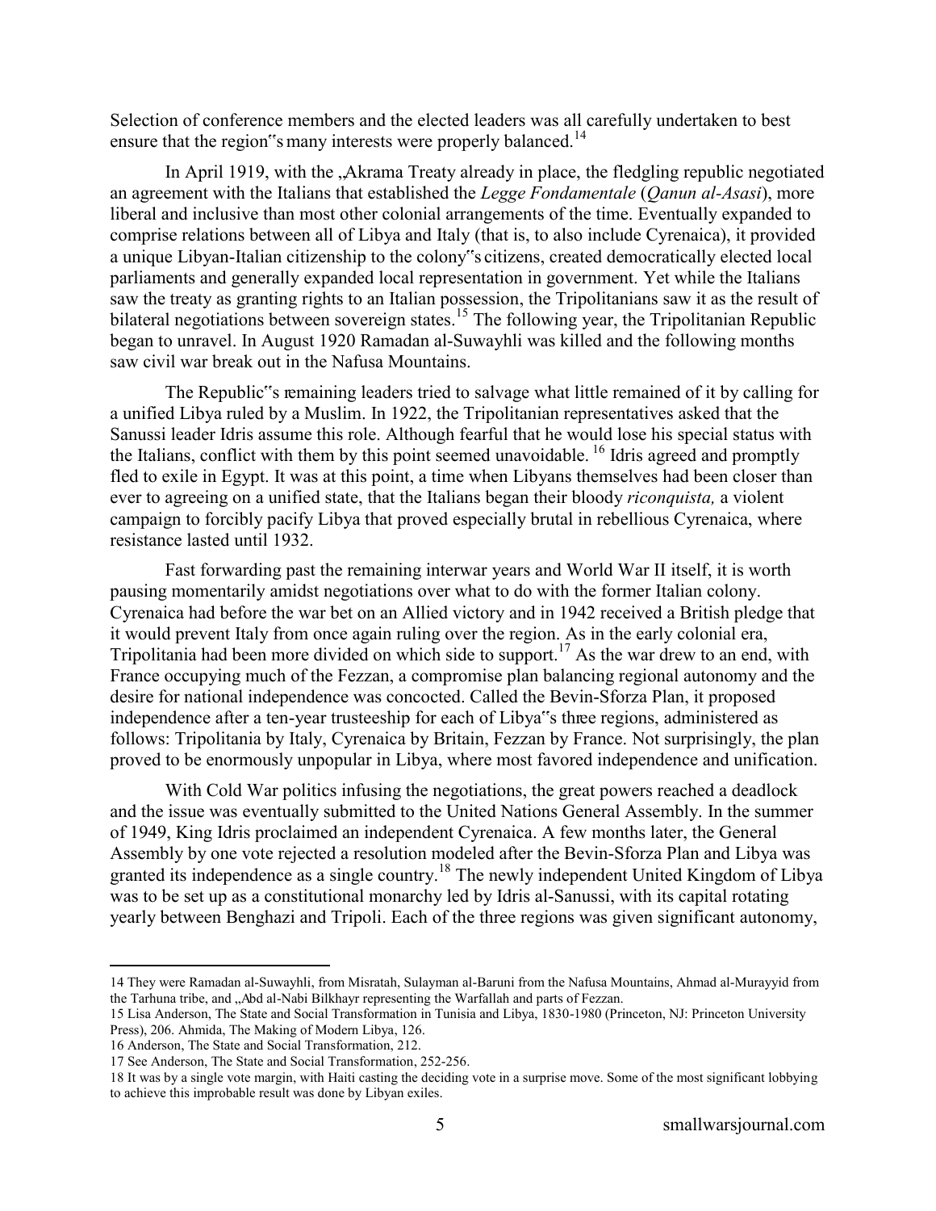Selection of conference members and the elected leaders was all carefully undertaken to best ensure that the region‟s many interests were properly balanced.[14]

In April 1919, with the „Akrama Treaty already in place, the fledgling republic negotiated an agreement with the Italians that established the *Legge Fondamentale* (*Qanun al-Asasi*), more liberal and inclusive than most other colonial arrangements of the time. Eventually expanded to comprise relations between all of Libya and Italy (that is, to also include Cyrenaica), it provided a unique Libyan-Italian citizenship to the colony‟s citizens, created democratically elected local parliaments and generally expanded local representation in government. Yet while the Italians saw the treaty as granting rights to an Italian possession, the Tripolitanians saw it as the result of bilateral negotiations between sovereign states.[15] The following year, the Tripolitanian Republic began to unravel. In August 1920 Ramadan al-Suwayhli was killed and the following months saw civil war break out in the Nafusa Mountains.

The Republic‟s remaining leaders tried to salvage what little remained of it by calling for a unified Libya ruled by a Muslim. In 1922, the Tripolitanian representatives asked that the Sanussi leader Idris assume this role. Although fearful that he would lose his special status with the Italians, conflict with them by this point seemed unavoidable.[16] Idris agreed and promptly fled to exile in Egypt. It was at this point, a time when Libyans themselves had been closer than ever to agreeing on a unified state, that the Italians began their bloody *riconquista,* a violent campaign to forcibly pacify Libya that proved especially brutal in rebellious Cyrenaica, where resistance lasted until 1932.

Fast forwarding past the remaining interwar years and World War II itself, it is worth pausing momentarily amidst negotiations over what to do with the former Italian colony. Cyrenaica had before the war bet on an Allied victory and in 1942 received a British pledge that it would prevent Italy from once again ruling over the region. As in the early colonial era, Tripolitania had been more divided on which side to support.[17] As the war drew to an end, with France occupying much of the Fezzan, a compromise plan balancing regional autonomy and the desire for national independence was concocted. Called the Bevin-Sforza Plan, it proposed independence after a ten-year trusteeship for each of Libya‟s three regions, administered as follows: Tripolitania by Italy, Cyrenaica by Britain, Fezzan by France. Not surprisingly, the plan proved to be enormously unpopular in Libya, where most favored independence and unification.

With Cold War politics infusing the negotiations, the great powers reached a deadlock and the issue was eventually submitted to the United Nations General Assembly. In the summer of 1949, King Idris proclaimed an independent Cyrenaica. A few months later, the General Assembly by one vote rejected a resolution modeled after the Bevin-Sforza Plan and Libya was granted its independence as a single country.[18] The newly independent United Kingdom of Libya was to be set up as a constitutional monarchy led by Idris al-Sanussi, with its capital rotating yearly between Benghazi and Tripoli. Each of the three regions was given significant autonomy,

---

14 They were Ramadan al-Suwayhli, from Misratah, Sulayman al-Baruni from the Nafusa Mountains, Ahmad al-Murayyid from the Tarhuna tribe, and „Abd al-Nabi Bilkhayr representing the Warfallah and parts of Fezzan.

15 Lisa Anderson, The State and Social Transformation in Tunisia and Libya, 1830-1980 (Princeton, NJ: Princeton University Press), 206. Ahmida, The Making of Modern Libya, 126.

16 Anderson, The State and Social Transformation, 212.

17 See Anderson, The State and Social Transformation, 252-256.

18 It was by a single vote margin, with Haiti casting the deciding vote in a surprise move. Some of the most significant lobbying to achieve this improbable result was done by Libyan exiles.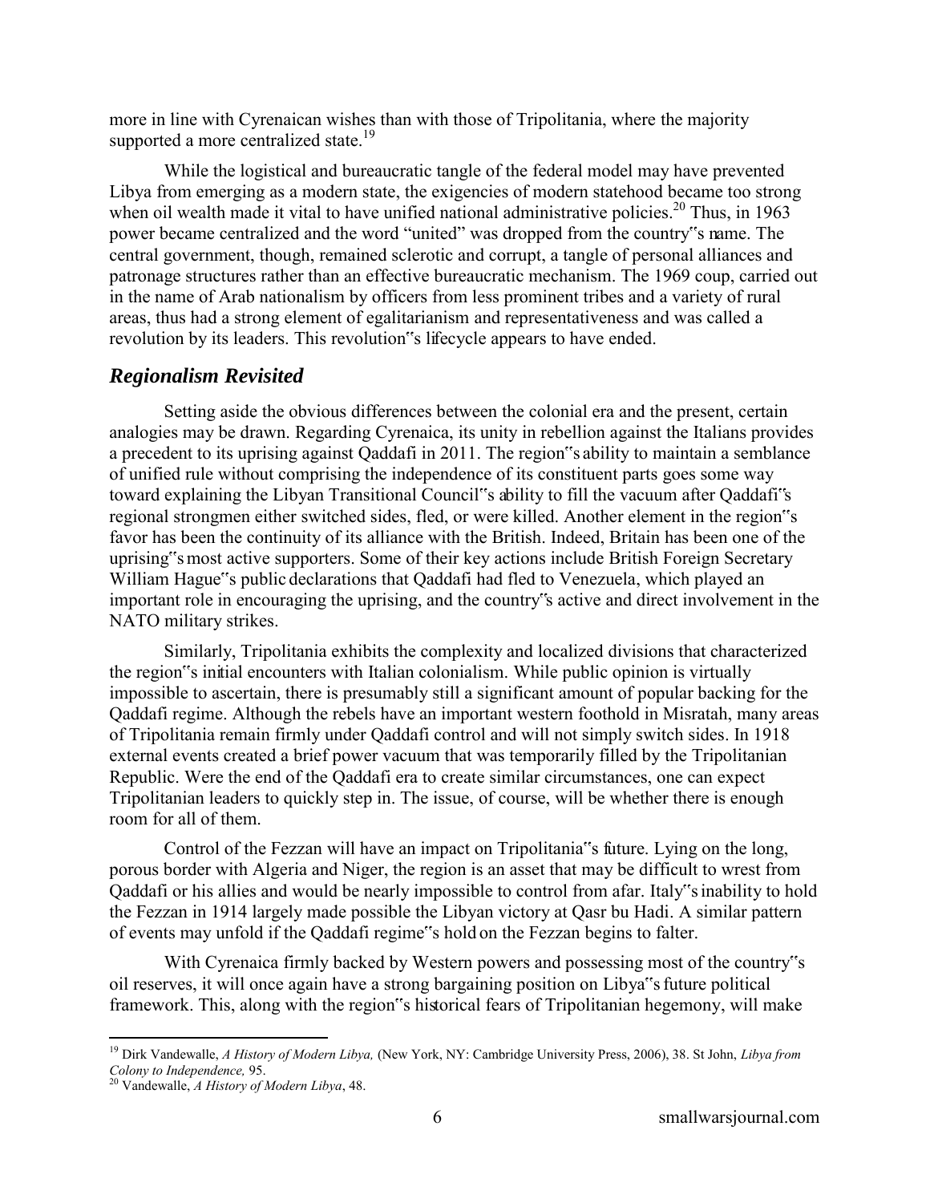more in line with Cyrenaican wishes than with those of Tripolitania, where the majority supported a more centralized state.[19]

While the logistical and bureaucratic tangle of the federal model may have prevented Libya from emerging as a modern state, the exigencies of modern statehood became too strong when oil wealth made it vital to have unified national administrative policies.[20] Thus, in 1963 power became centralized and the word "united" was dropped from the country"s name. The central government, though, remained sclerotic and corrupt, a tangle of personal alliances and patronage structures rather than an effective bureaucratic mechanism. The 1969 coup, carried out in the name of Arab nationalism by officers from less prominent tribes and a variety of rural areas, thus had a strong element of egalitarianism and representativeness and was called a revolution by its leaders. This revolution"s lifecycle appears to have ended.

## *Regionalism Revisited*

Setting aside the obvious differences between the colonial era and the present, certain analogies may be drawn. Regarding Cyrenaica, its unity in rebellion against the Italians provides a precedent to its uprising against Qaddafi in 2011. The region"s ability to maintain a semblance of unified rule without comprising the independence of its constituent parts goes some way toward explaining the Libyan Transitional Council"s ability to fill the vacuum after Qaddafi"s regional strongmen either switched sides, fled, or were killed. Another element in the region"s favor has been the continuity of its alliance with the British. Indeed, Britain has been one of the uprising"s most active supporters. Some of their key actions include British Foreign Secretary William Hague"s public declarations that Qaddafi had fled to Venezuela, which played an important role in encouraging the uprising, and the country"s active and direct involvement in the NATO military strikes.

Similarly, Tripolitania exhibits the complexity and localized divisions that characterized the region"s initial encounters with Italian colonialism. While public opinion is virtually impossible to ascertain, there is presumably still a significant amount of popular backing for the Qaddafi regime. Although the rebels have an important western foothold in Misratah, many areas of Tripolitania remain firmly under Qaddafi control and will not simply switch sides. In 1918 external events created a brief power vacuum that was temporarily filled by the Tripolitanian Republic. Were the end of the Qaddafi era to create similar circumstances, one can expect Tripolitanian leaders to quickly step in. The issue, of course, will be whether there is enough room for all of them.

Control of the Fezzan will have an impact on Tripolitania"s future. Lying on the long, porous border with Algeria and Niger, the region is an asset that may be difficult to wrest from Qaddafi or his allies and would be nearly impossible to control from afar. Italy"s inability to hold the Fezzan in 1914 largely made possible the Libyan victory at Qasr bu Hadi. A similar pattern of events may unfold if the Qaddafi regime"s hold on the Fezzan begins to falter.

With Cyrenaica firmly backed by Western powers and possessing most of the country"s oil reserves, it will once again have a strong bargaining position on Libya"s future political framework. This, along with the region"s historical fears of Tripolitanian hegemony, will make

---

[19] Dirk Vandewalle, *A History of Modern Libya,* (New York, NY: Cambridge University Press, 2006), 38. St John, *Libya from Colony to Independence,* 95.

[20] Vandewalle, *A History of Modern Libya*, 48.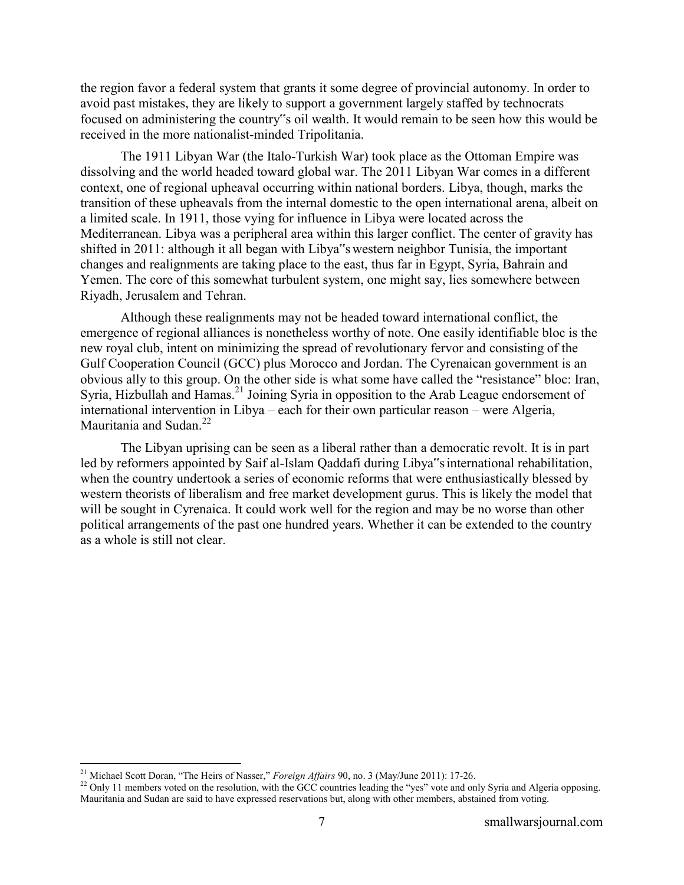the region favor a federal system that grants it some degree of provincial autonomy. In order to avoid past mistakes, they are likely to support a government largely staffed by technocrats focused on administering the country"s oil wealth. It would remain to be seen how this would be received in the more nationalist-minded Tripolitania.

The 1911 Libyan War (the Italo-Turkish War) took place as the Ottoman Empire was dissolving and the world headed toward global war. The 2011 Libyan War comes in a different context, one of regional upheaval occurring within national borders. Libya, though, marks the transition of these upheavals from the internal domestic to the open international arena, albeit on a limited scale. In 1911, those vying for influence in Libya were located across the Mediterranean. Libya was a peripheral area within this larger conflict. The center of gravity has shifted in 2011: although it all began with Libya"s western neighbor Tunisia, the important changes and realignments are taking place to the east, thus far in Egypt, Syria, Bahrain and Yemen. The core of this somewhat turbulent system, one might say, lies somewhere between Riyadh, Jerusalem and Tehran.

Although these realignments may not be headed toward international conflict, the emergence of regional alliances is nonetheless worthy of note. One easily identifiable bloc is the new royal club, intent on minimizing the spread of revolutionary fervor and consisting of the Gulf Cooperation Council (GCC) plus Morocco and Jordan. The Cyrenaican government is an obvious ally to this group. On the other side is what some have called the "resistance" bloc: Iran, Syria, Hizbullah and Hamas.[21] Joining Syria in opposition to the Arab League endorsement of international intervention in Libya – each for their own particular reason – were Algeria, Mauritania and Sudan.[22]

The Libyan uprising can be seen as a liberal rather than a democratic revolt. It is in part led by reformers appointed by Saif al-Islam Qaddafi during Libya"s international rehabilitation, when the country undertook a series of economic reforms that were enthusiastically blessed by western theorists of liberalism and free market development gurus. This is likely the model that will be sought in Cyrenaica. It could work well for the region and may be no worse than other political arrangements of the past one hundred years. Whether it can be extended to the country as a whole is still not clear.

---

[21] Michael Scott Doran, "The Heirs of Nasser," *Foreign Affairs* 90, no. 3 (May/June 2011): 17-26.

[22] Only 11 members voted on the resolution, with the GCC countries leading the "yes" vote and only Syria and Algeria opposing. Mauritania and Sudan are said to have expressed reservations but, along with other members, abstained from voting.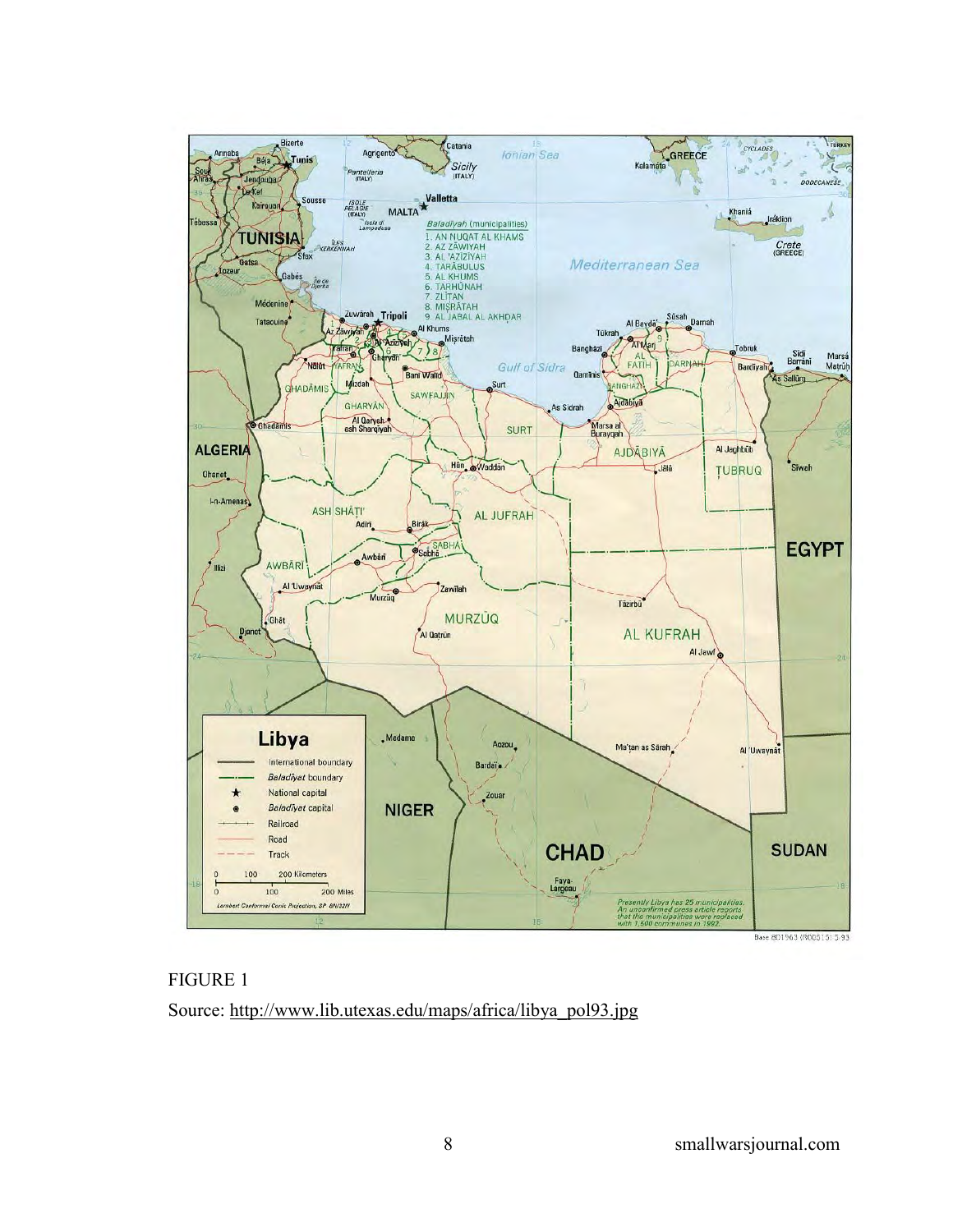FIGURE 1

Source: http://www.lib.utexas.edu/maps/africa/libya_pol93.jpg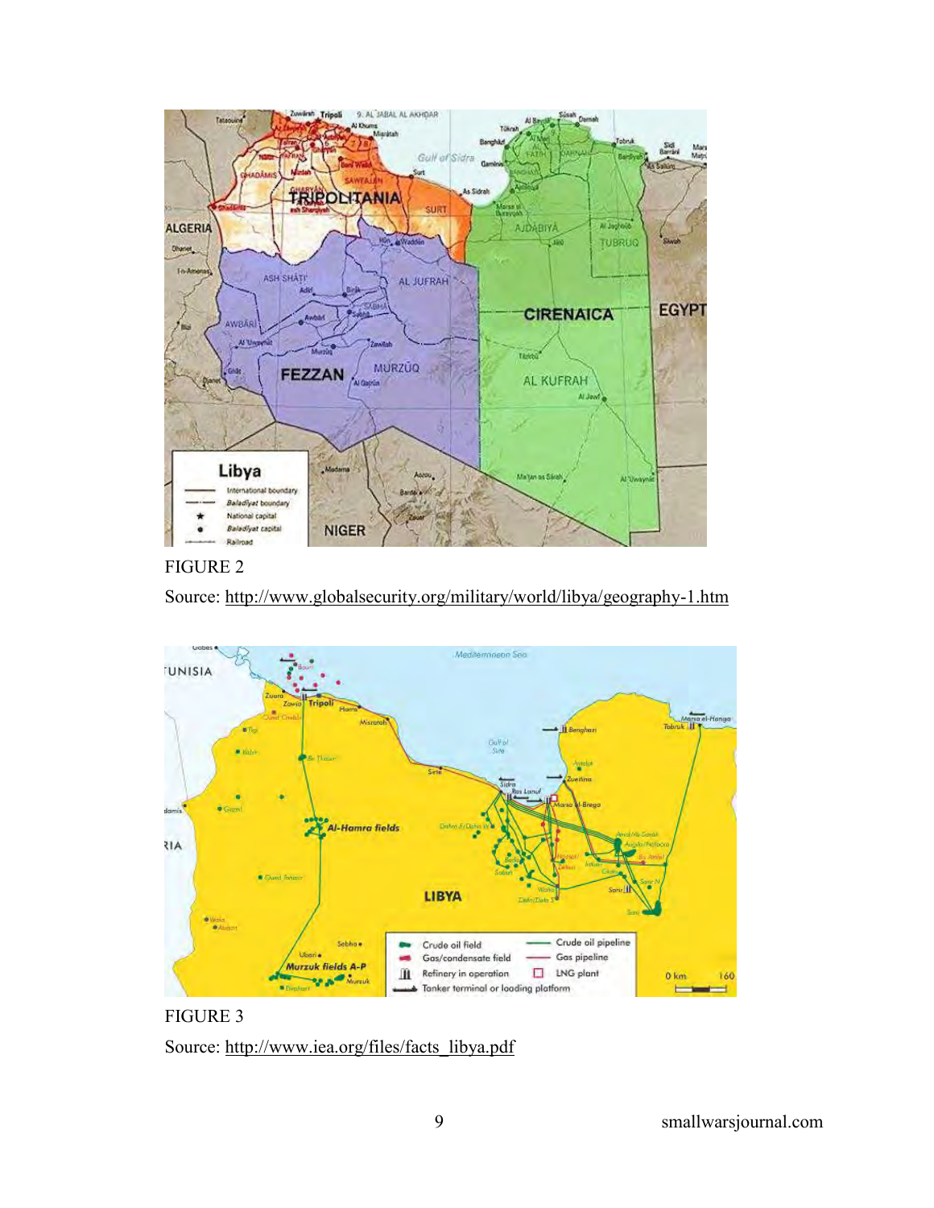FIGURE 2

Source: http://www.globalsecurity.org/military/world/libya/geography-1.htm

FIGURE 3

Source: http://www.iea.org/files/facts_libya.pdf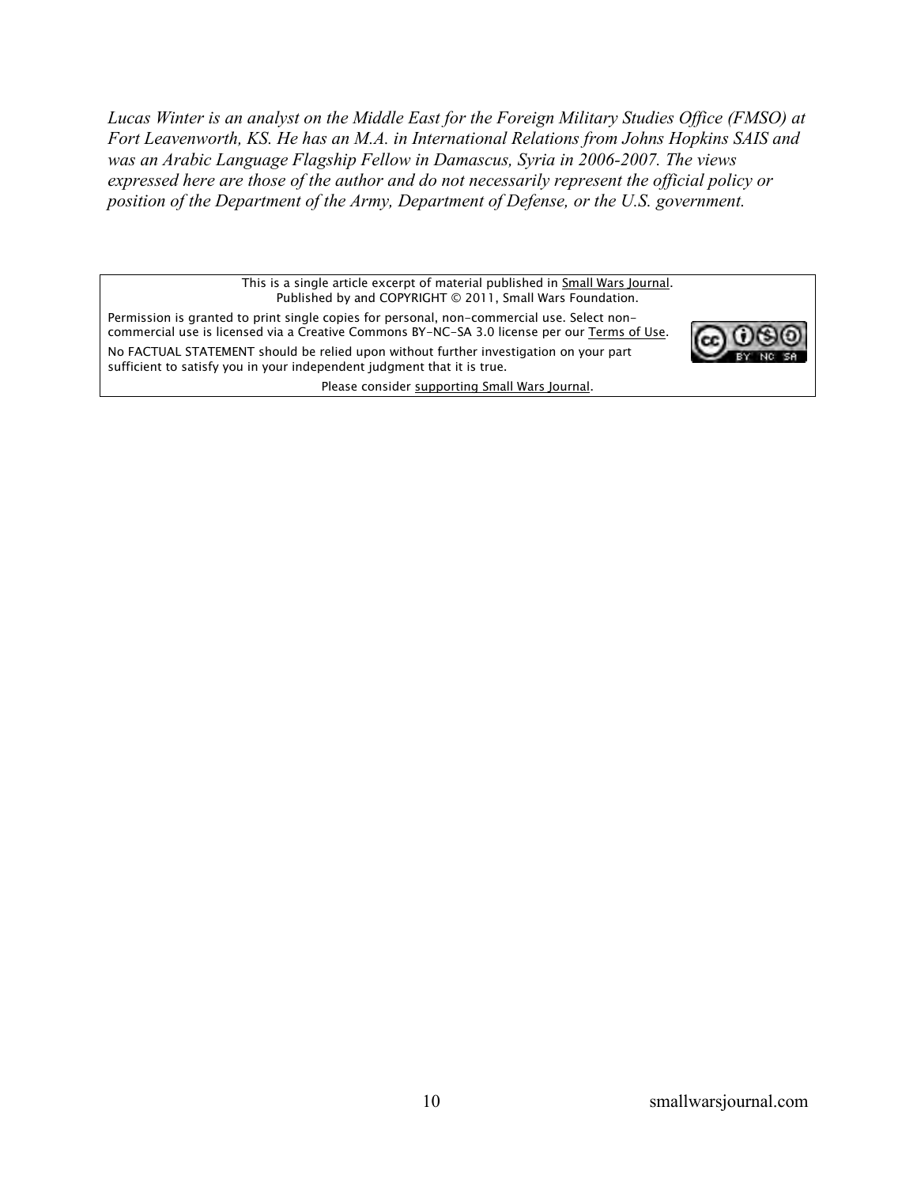*Lucas Winter is an analyst on the Middle East for the Foreign Military Studies Office (FMSO) at Fort Leavenworth, KS. He has an M.A. in International Relations from Johns Hopkins SAIS and was an Arabic Language Flagship Fellow in Damascus, Syria in 2006-2007. The views expressed here are those of the author and do not necessarily represent the official policy or position of the Department of the Army, Department of Defense, or the U.S. government.*

This is a single article excerpt of material published in Small Wars Journal.
Published by and COPYRIGHT © 2011, Small Wars Foundation.

Permission is granted to print single copies for personal, non-commercial use. Select non-commercial use is licensed via a Creative Commons BY-NC-SA 3.0 license per our Terms of Use.

No FACTUAL STATEMENT should be relied upon without further investigation on your part sufficient to satisfy you in your independent judgment that it is true.

Please consider supporting Small Wars Journal.